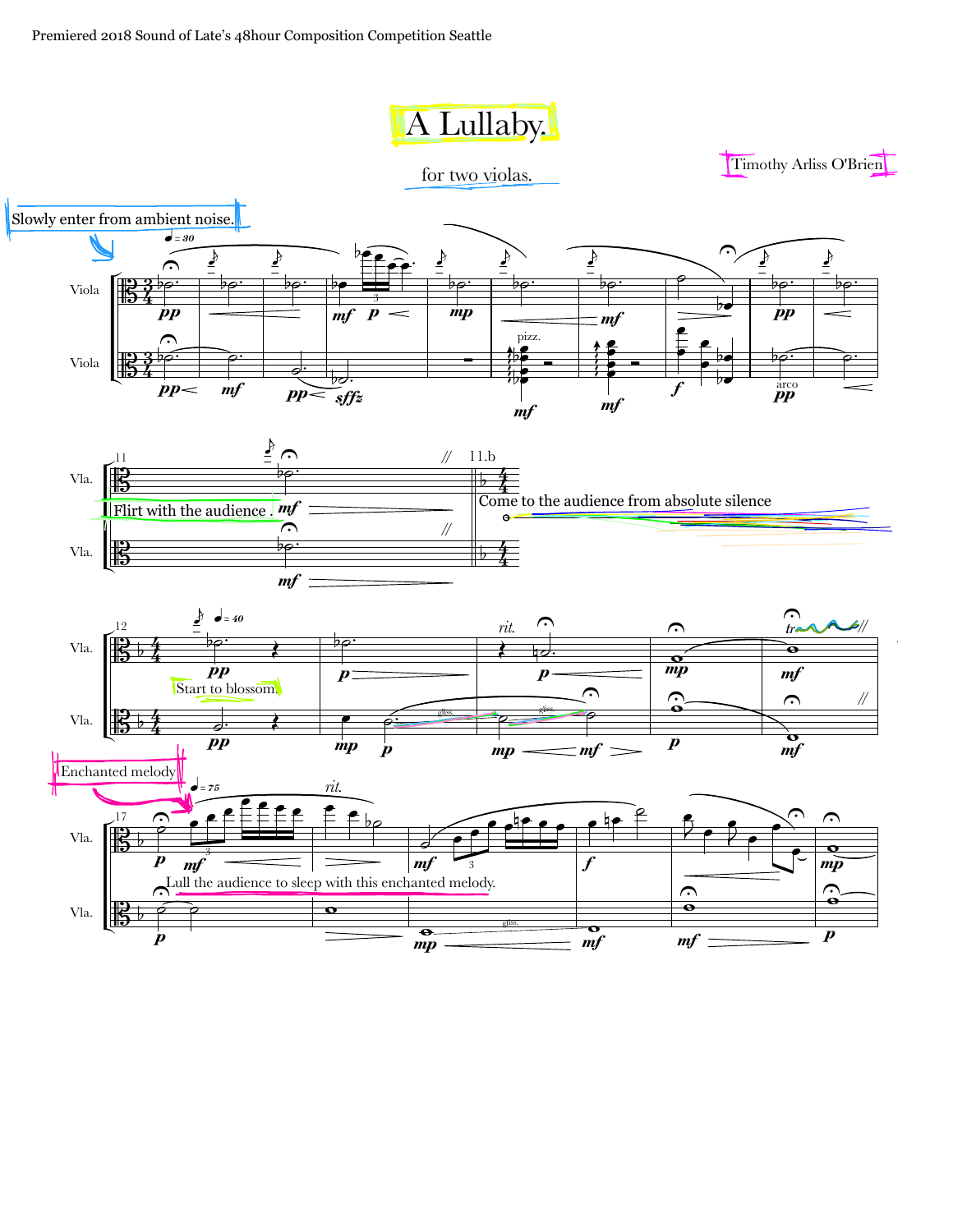Premiered 2018 Sound of Late's 48hour Composition Competition Seattle

# A Lullaby.

for two violas.

Timothy Arliss O'Brien

Slowly enter from ambient noise.

♩ = 30

Viola

Viola

pp mf p mp mf pp
pp mf pp sffz pizz. mf mf f arco pp

11

Vla.

Flirt with the audience. mf

Vla.

mf

11.b

Come to the audience from absolute silence

12

♩ = 40

Vla.

pp p rit. p mp mf tr

Start to blossom.

Vla.

pp mp p gliss. mp mf gliss. p mf

Enchanted melody

17

♩ = 75

Vla.

p mf rit. mf f mp

Lull the audience to sleep with this enchanted melody.

Vla.

p mp gliss. mf mf p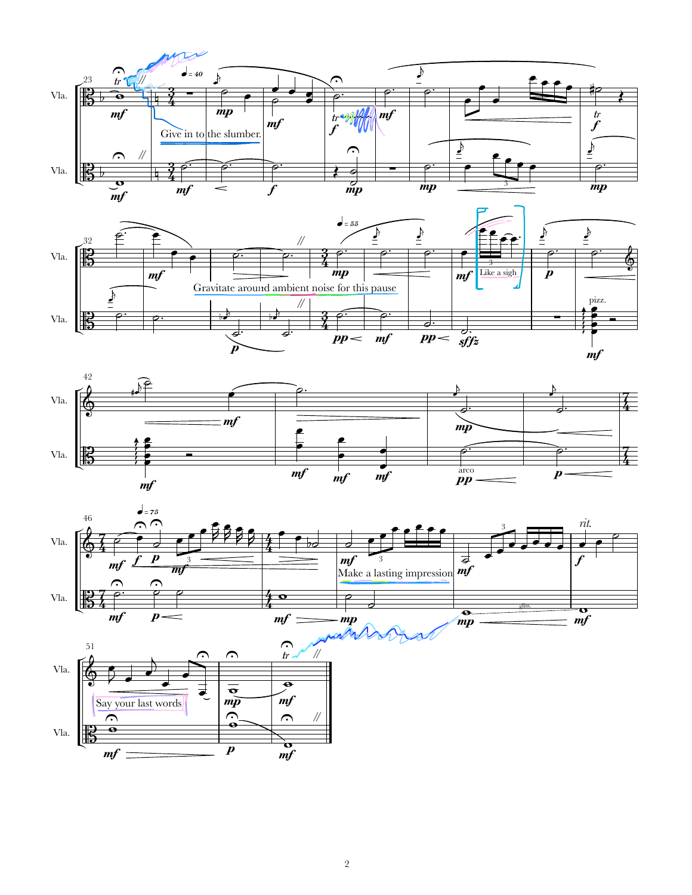Give in to the slumber.

Gravitate around ambient noise for this pause

Like a sigh

Make a lasting impression

Say your last words